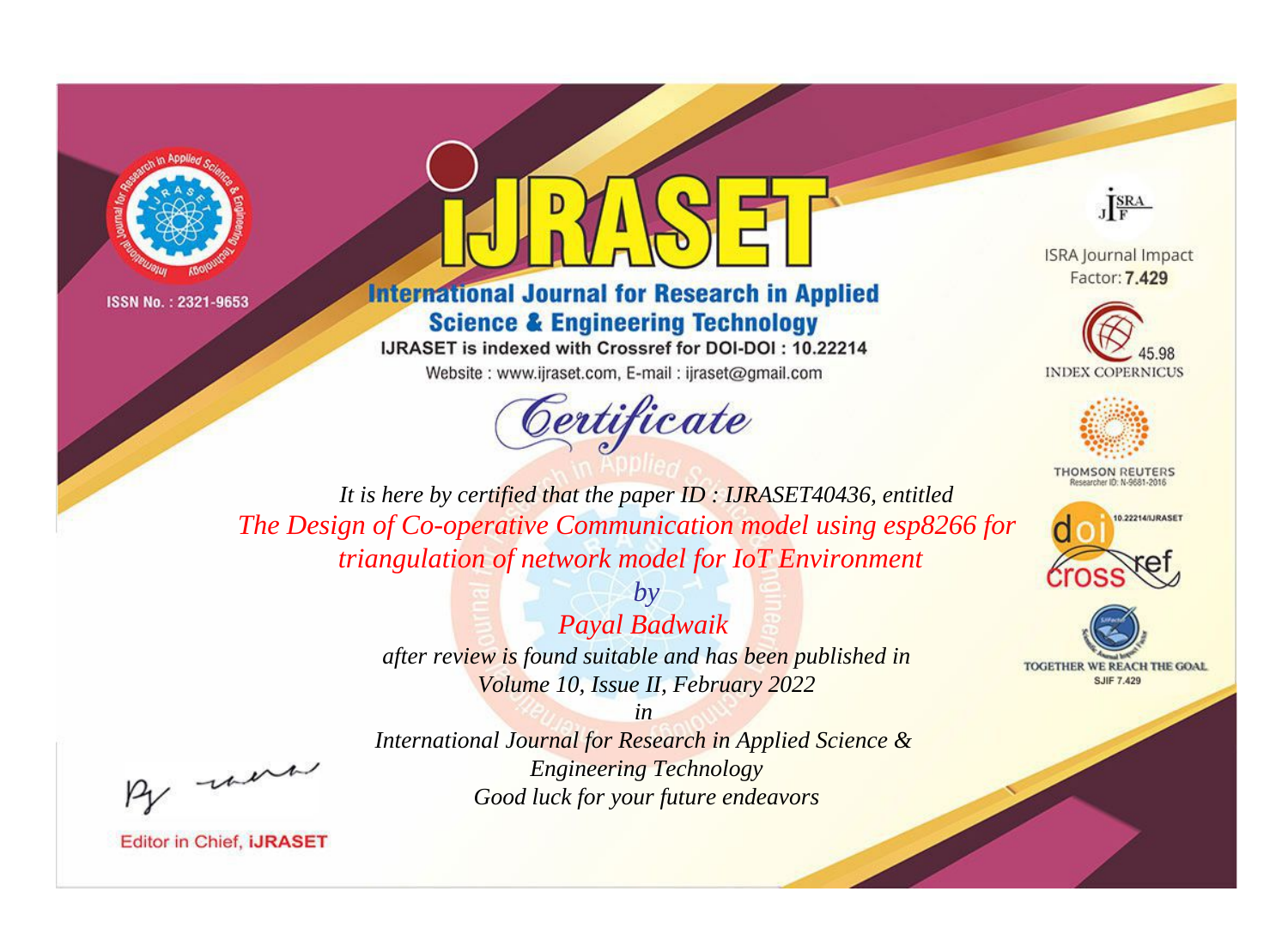ISSN No. : 2321-9653

# IJRASET

## International Journal for Research in Applied Science & Engineering Technology

IJRASET is indexed with Crossref for DOI-DOI : 10.22214

Website : www.ijraset.com, E-mail : ijraset@gmail.com

ISRA Journal Impact Factor: **7.429**

45.98 INDEX COPERNICUS

THOMSON REUTERS Researcher ID: N-9681-2016

10.22214/IJRASET

TOGETHER WE REACH THE GOAL SJIF 7.429

# *Certificate*

*It is here by certified that the paper ID : IJRASET40436, entitled*

*The Design of Co-operative Communication model using esp8266 for triangulation of network model for IoT Environment*

*by*

*Payal Badwaik*

*after review is found suitable and has been published in*

*Volume 10, Issue II, February 2022*

*in*

*International Journal for Research in Applied Science & Engineering Technology*

*Good luck for your future endeavors*

Editor in Chief, **iJRASET**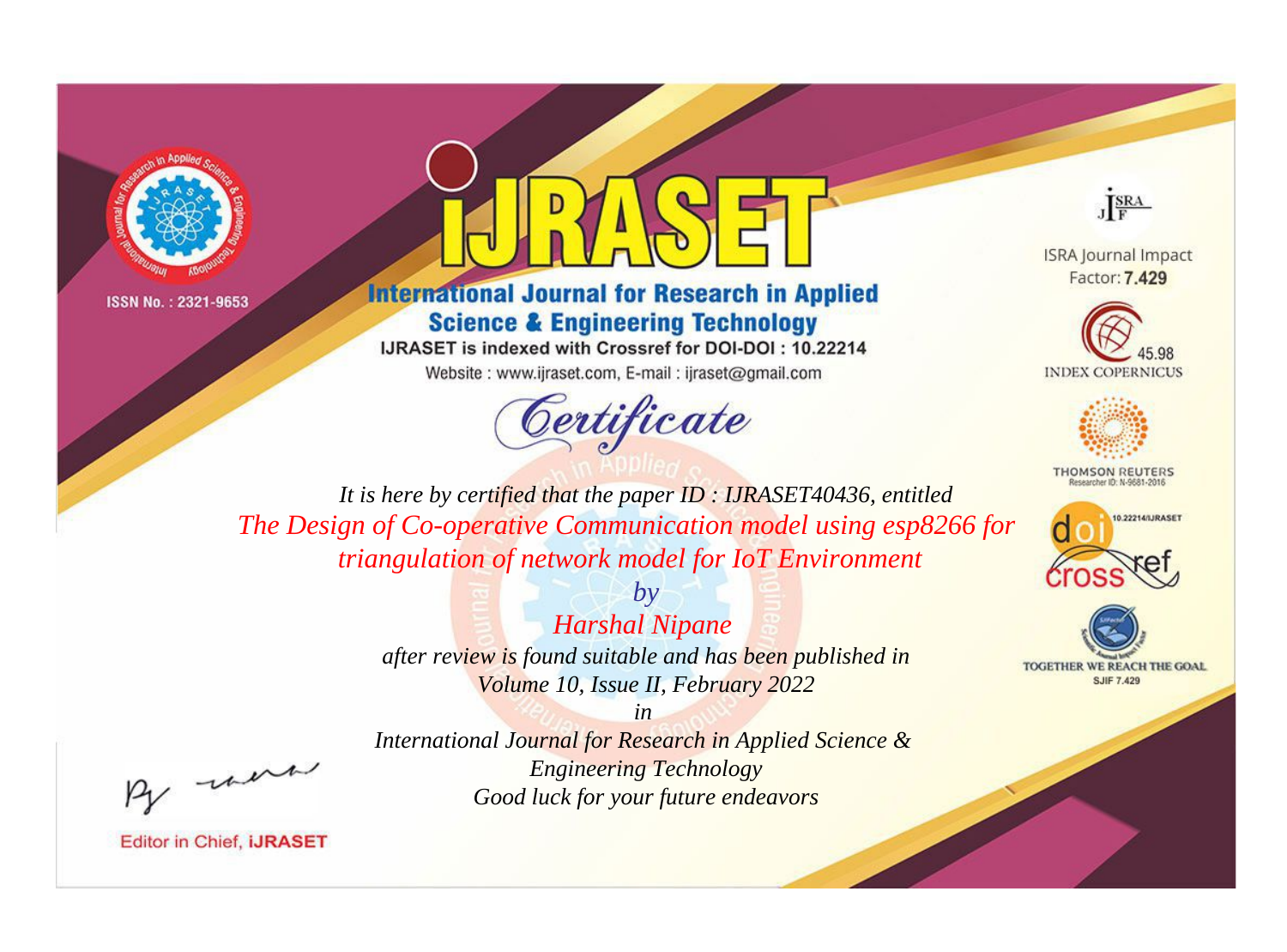ISSN No. : 2321-9653

# iJRASET

## International Journal for Research in Applied Science & Engineering Technology

IJRASET is indexed with Crossref for DOI-DOI : 10.22214

Website : www.ijraset.com, E-mail : ijraset@gmail.com

ISRA Journal Impact Factor: **7.429**

45.98 INDEX COPERNICUS

THOMSON REUTERS Researcher ID: N-9681-2016

10.22214/IJRASET

TOGETHER WE REACH THE GOAL SJIF 7.429

# *Certificate*

*It is here by certified that the paper ID : IJRASET40436, entitled*

*The Design of Co-operative Communication model using esp8266 for triangulation of network model for IoT Environment*

*by*

*Harshal Nipane*

*after review is found suitable and has been published in*

*Volume 10, Issue II, February 2022*

*in*

*International Journal for Research in Applied Science & Engineering Technology*

*Good luck for your future endeavors*

Editor in Chief, **iJRASET**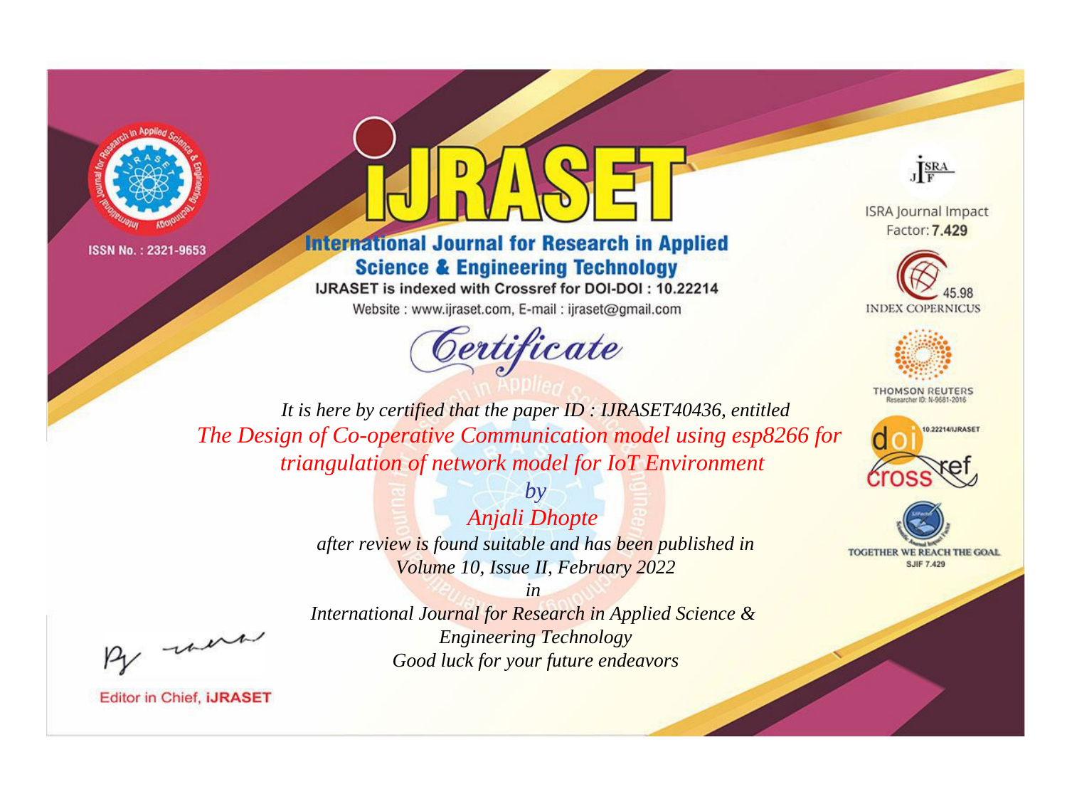ISSN No. : 2321-9653

# IJRASET

## International Journal for Research in Applied Science & Engineering Technology

IJRASET is indexed with Crossref for DOI-DOI : 10.22214

Website : www.ijraset.com, E-mail : ijraset@gmail.com

ISRA Journal Impact Factor: **7.429**

45.98 INDEX COPERNICUS

THOMSON REUTERS Researcher ID: N-9681-2016

10.22214/IJRASET

TOGETHER WE REACH THE GOAL SJIF 7.429

*Certificate*

*It is here by certified that the paper ID : IJRASET40436, entitled*

*The Design of Co-operative Communication model using esp8266 for triangulation of network model for IoT Environment*

*by*

*Anjali Dhopte*

*after review is found suitable and has been published in*

*Volume 10, Issue II, February 2022*

*in*

*International Journal for Research in Applied Science & Engineering Technology*

*Good luck for your future endeavors*

Editor in Chief, **iJRASET**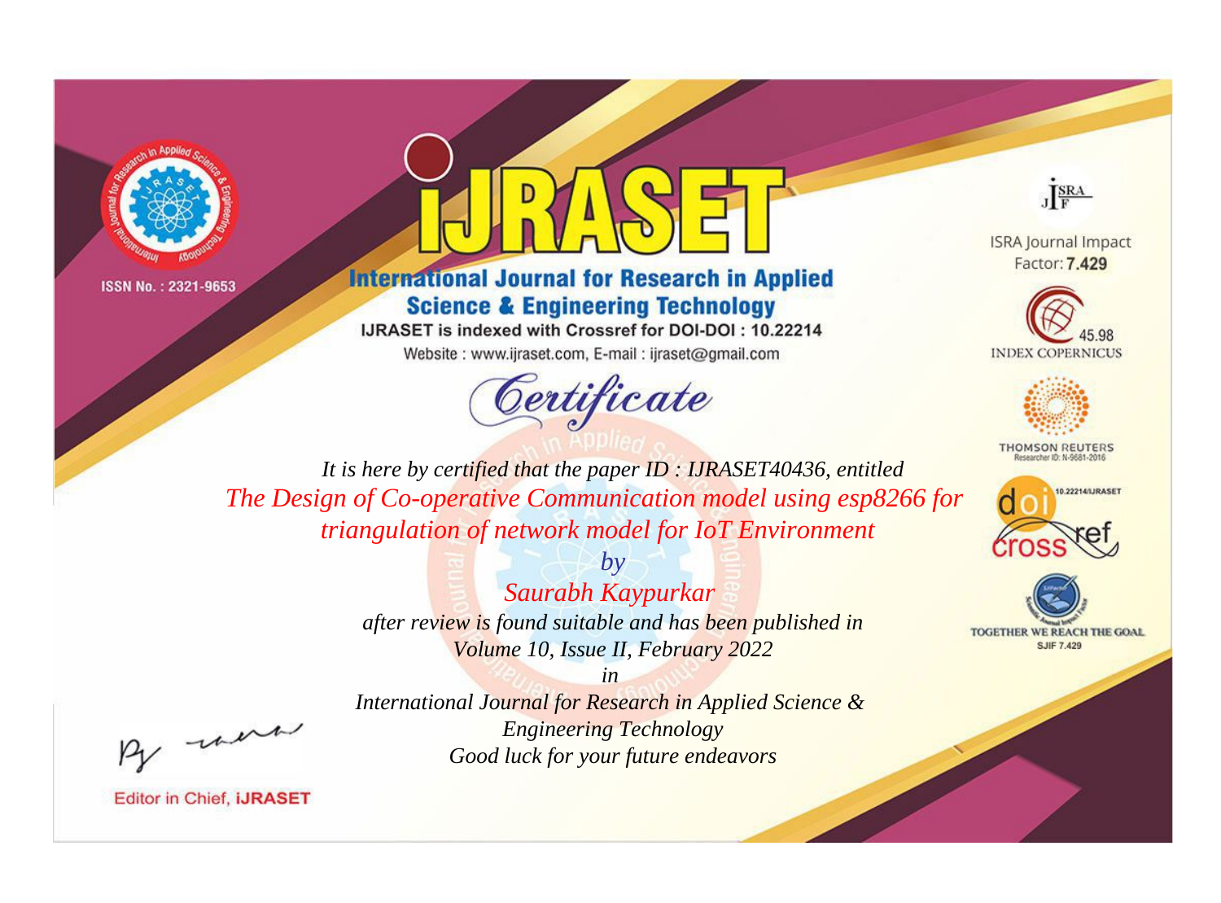ISSN No. : 2321-9653

# IJRASET

## International Journal for Research in Applied Science & Engineering Technology

IJRASET is indexed with Crossref for DOI-DOI : 10.22214

Website : www.ijraset.com, E-mail : ijraset@gmail.com

ISRA Journal Impact Factor: **7.429**

45.98 INDEX COPERNICUS

THOMSON REUTERS Researcher ID: N-9681-2016

10.22214/IJRASET

TOGETHER WE REACH THE GOAL SJIF 7.429

# *Certificate*

*It is here by certified that the paper ID : IJRASET40436, entitled*

*The Design of Co-operative Communication model using esp8266 for triangulation of network model for IoT Environment*

*by*

*Saurabh Kaypurkar*

*after review is found suitable and has been published in*

*Volume 10, Issue II, February 2022*

*in*

*International Journal for Research in Applied Science & Engineering Technology*

*Good luck for your future endeavors*

Editor in Chief, **iJRASET**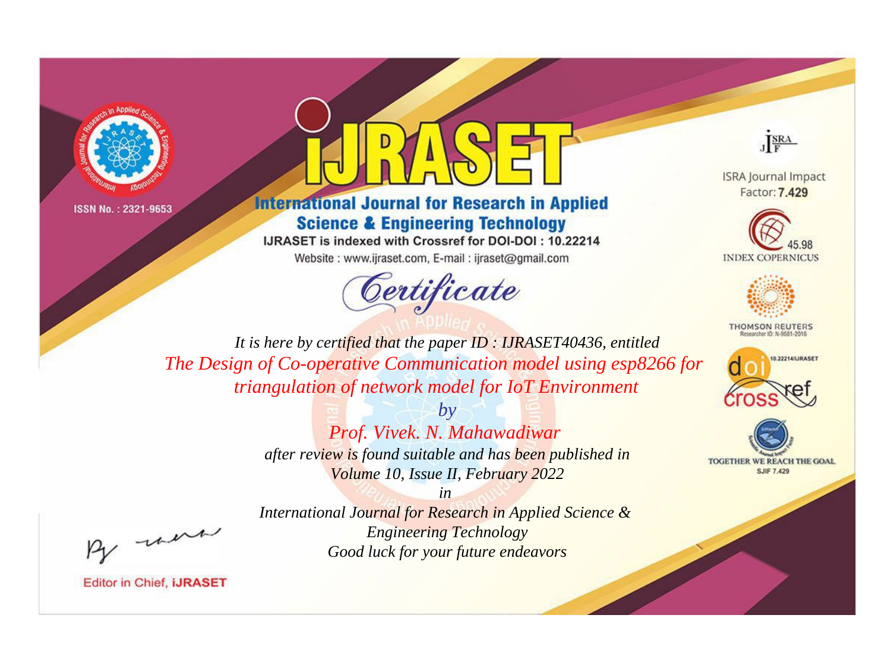ISSN No. : 2321-9653

# iJRASET

**International Journal for Research in Applied Science & Engineering Technology**

IJRASET is indexed with Crossref for DOI-DOI : 10.22214

Website : www.ijraset.com, E-mail : ijraset@gmail.com

## *Certificate*

*It is here by certified that the paper ID : IJRASET40436, entitled*

*The Design of Co-operative Communication model using esp8266 for triangulation of network model for IoT Environment*

*by*

*Prof. Vivek. N. Mahawadiwar*

*after review is found suitable and has been published in*

*Volume 10, Issue II, February 2022*

*in*

*International Journal for Research in Applied Science & Engineering Technology*

*Good luck for your future endeavors*

Editor in Chief, iJRASET

ISRA Journal Impact Factor: **7.429**

45.98 INDEX COPERNICUS

THOMSON REUTERS Researcher ID: N-9681-2016

10.22214/IJRASET

TOGETHER WE REACH THE GOAL SJIF 7.429